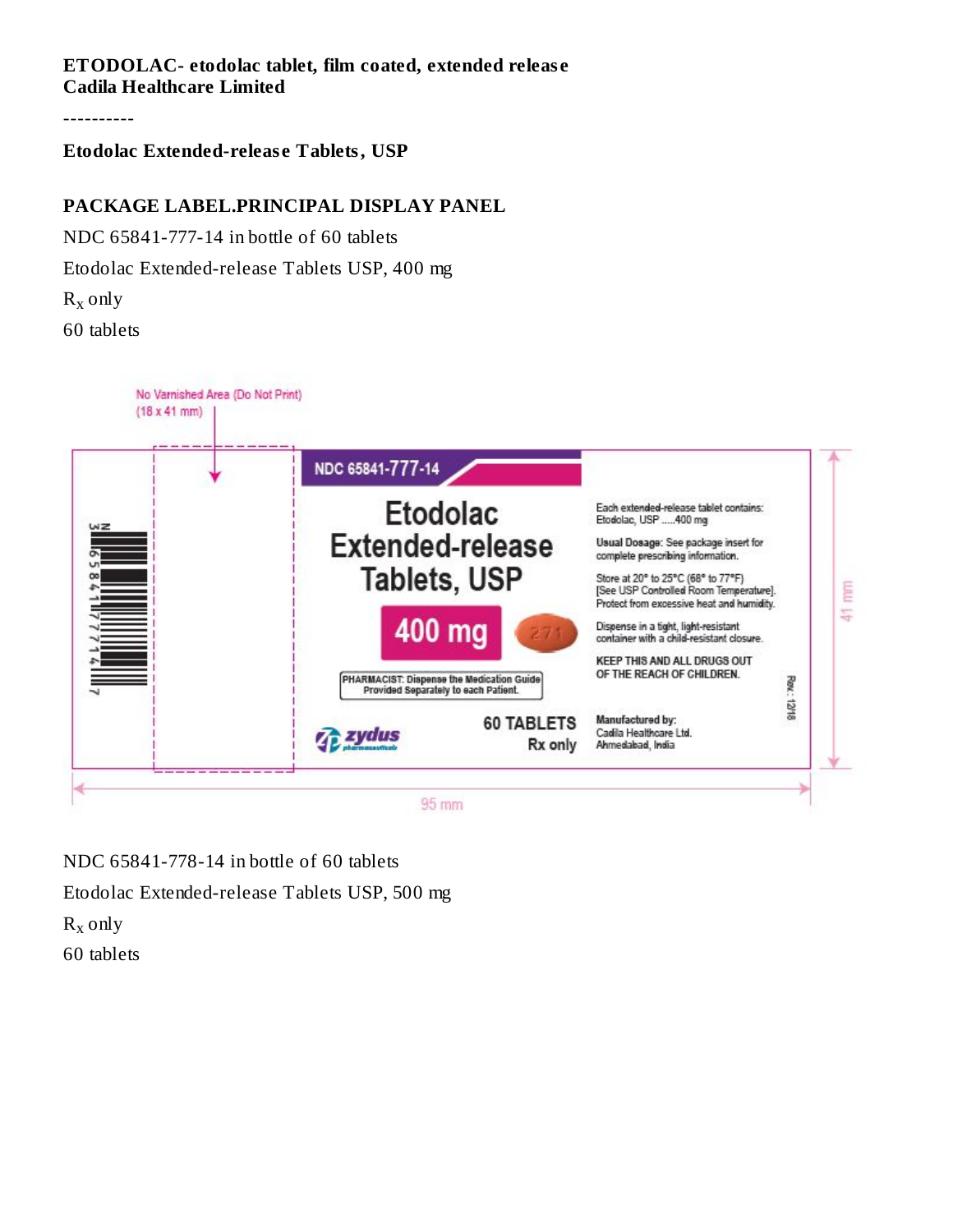**ETODOLAC- etodolac tablet, film coated, extended release**
**Cadila Healthcare Limited**

----------

**Etodolac Extended-release Tablets, USP**

**PACKAGE LABEL.PRINCIPAL DISPLAY PANEL**

NDC 65841-777-14 in bottle of 60 tablets

Etodolac Extended-release Tablets USP, 400 mg

$R_x$ only

60 tablets

No Varnished Area (Do Not Print)
(18 x 41 mm)

NDC 65841-777-14

Etodolac
Extended-release
Tablets, USP

400 mg

PHARMACIST: Dispense the Medication Guide Provided Separately to each Patient.

zydus pharmaceuticals

60 TABLETS
Rx only

Each extended-release tablet contains:
Etodolac, USP .....400 mg

Usual Dosage: See package insert for complete prescribing information.

Store at 20° to 25°C (68° to 77°F)
[See USP Controlled Room Temperature].
Protect from excessive heat and humidity.

Dispense in a tight, light-resistant container with a child-resistant closure.

KEEP THIS AND ALL DRUGS OUT OF THE REACH OF CHILDREN.

Manufactured by:
Cadila Healthcare Ltd.
Ahmedabad, India

Rev.: 12/18

41 mm

95 mm

NDC 65841-778-14 in bottle of 60 tablets

Etodolac Extended-release Tablets USP, 500 mg

$R_x$ only

60 tablets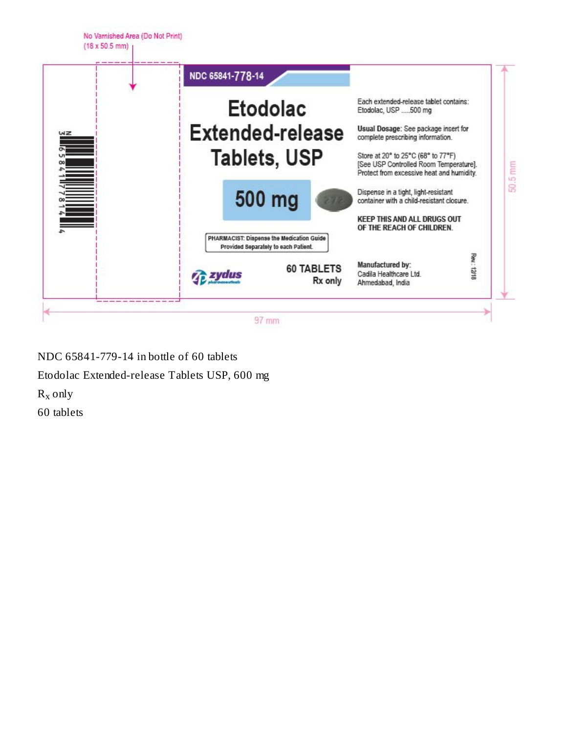No Varnished Area (Do Not Print)
(18 x 50.5 mm)

NDC 65841-778-14

# Etodolac Extended-release Tablets, USP

**500 mg**

PHARMACIST: Dispense the Medication Guide Provided Separately to each Patient.

zydus pharmaceuticals

**60 TABLETS**
**Rx only**

Each extended-release tablet contains:
Etodolac, USP .....500 mg

**Usual Dosage:** See package insert for complete prescribing information.

Store at 20° to 25°C (68° to 77°F)
[See USP Controlled Room Temperature].
Protect from excessive heat and humidity.

Dispense in a tight, light-resistant container with a child-resistant closure.

**KEEP THIS AND ALL DRUGS OUT OF THE REACH OF CHILDREN.**

**Manufactured by:**
Cadila Healthcare Ltd.
Ahmedabad, India

Rev.: 12/18

N 3 65841 77814 4

50.5 mm

97 mm

NDC 65841-779-14 in bottle of 60 tablets

Etodolac Extended-release Tablets USP, 600 mg

$R_x$ only

60 tablets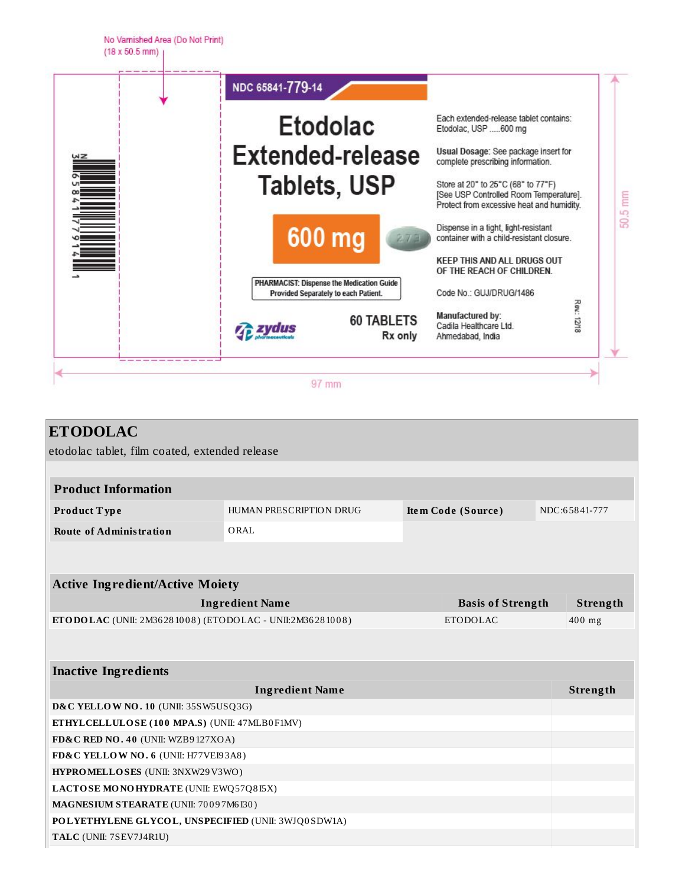No Varnished Area (Do Not Print)
(18 x 50.5 mm)

NDC 65841-779-14

# Etodolac Extended-release Tablets, USP

**600 mg**

PHARMACIST: Dispense the Medication Guide Provided Separately to each Patient.

zydus pharmaceuticals

60 TABLETS
Rx only

Each extended-release tablet contains:
Etodolac, USP .....600 mg

**Usual Dosage:** See package insert for complete prescribing information.

Store at 20° to 25°C (68° to 77°F)
[See USP Controlled Room Temperature].
Protect from excessive heat and humidity.

Dispense in a tight, light-resistant container with a child-resistant closure.

**KEEP THIS AND ALL DRUGS OUT OF THE REACH OF CHILDREN.**

Code No.: GUJ/DRUG/1486

**Manufactured by:**
Cadila Healthcare Ltd.
Ahmedabad, India

Rev.: 12/18

N 3 65841 77914 1

50.5 mm

97 mm

## ETODOLAC

etodolac tablet, film coated, extended release

| Product Information | | | |
|---|---|---|---|
| **Product Type** | HUMAN PRESCRIPTION DRUG | **Item Code (Source)** | NDC:65841-777 |
| **Route of Administration** | ORAL | | |

| Active Ingredient/Active Moiety | | |
|---|---|---|
| **Ingredient Name** | **Basis of Strength** | **Strength** |
| **ETODOLAC** (UNII: 2M36281008) (ETODOLAC - UNII:2M36281008) | ETODOLAC | 400 mg |

| Inactive Ingredients | |
|---|---|
| **Ingredient Name** | **Strength** |
| **D&C YELLOW NO. 10** (UNII: 35SW5USQ3G) | |
| **ETHYLCELLULOSE (100 MPA.S)** (UNII: 47MLB0F1MV) | |
| **FD&C RED NO. 40** (UNII: WZB9127XOA) | |
| **FD&C YELLOW NO. 6** (UNII: H77VEI93A8) | |
| **HYPROMELLOSES** (UNII: 3NXW29V3WO) | |
| **LACTOSE MONOHYDRATE** (UNII: EWQ57Q8I5X) | |
| **MAGNESIUM STEARATE** (UNII: 70097M6I30) | |
| **POLYETHYLENE GLYCOL, UNSPECIFIED** (UNII: 3WJQ0SDW1A) | |
| **TALC** (UNII: 7SEV7J4R1U) | |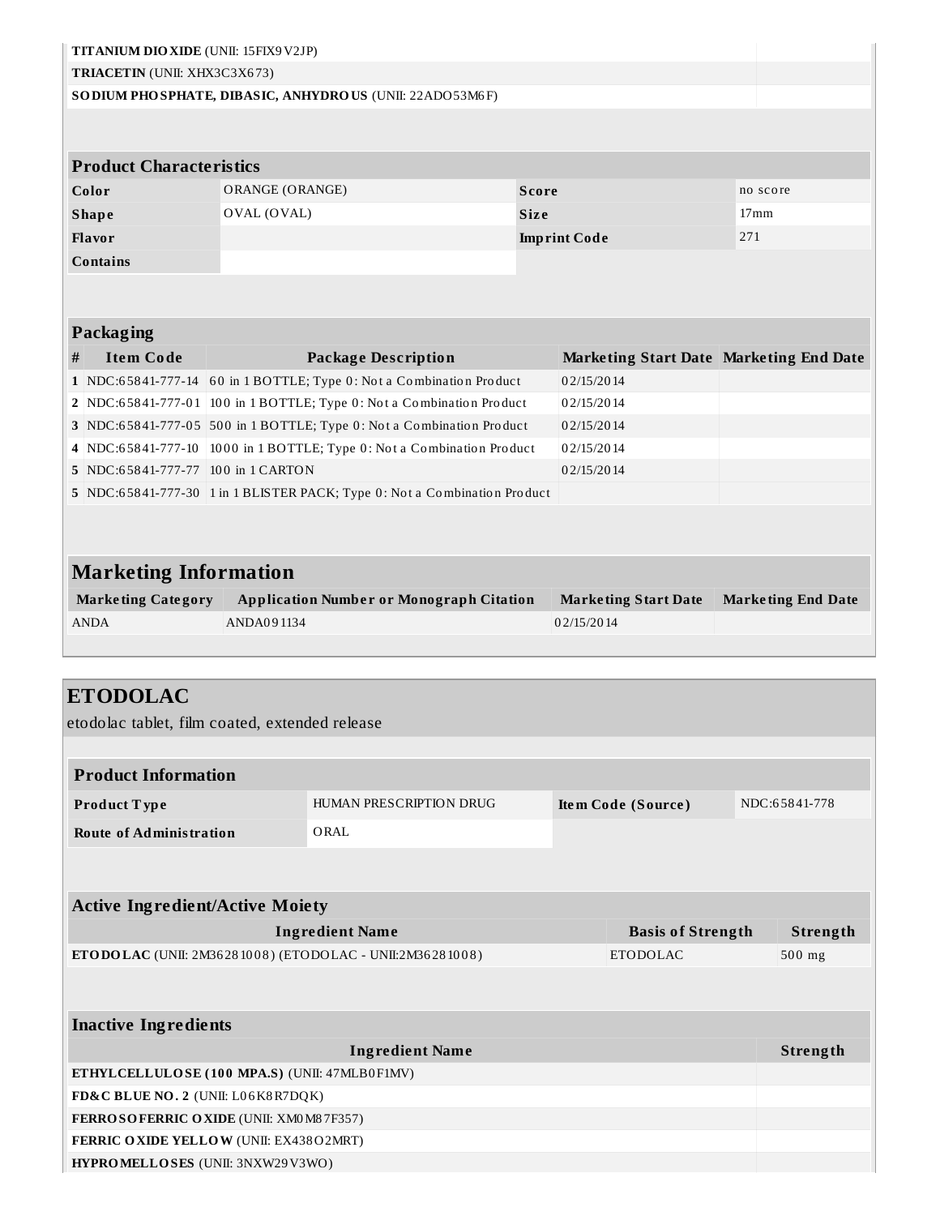| | |
|---|---|
| **TITANIUM DIOXIDE** (UNII: 15FIX9V2JP) | |
| **TRIACETIN** (UNII: XHX3C3X673) | |
| **SODIUM PHOSPHATE, DIBASIC, ANHYDROUS** (UNII: 22ADO53M6F) | |

| Product Characteristics | | | |
|---|---|---|---|
| **Color** | ORANGE (ORANGE) | **Score** | no score |
| **Shape** | OVAL (OVAL) | **Size** | 17mm |
| **Flavor** | | **Imprint Code** | 271 |
| **Contains** | | | |

| Packaging | | | | |
|---|---|---|---|---|
| **#** | **Item Code** | **Package Description** | **Marketing Start Date** | **Marketing End Date** |
| 1 | NDC:65841-777-14 | 60 in 1 BOTTLE; Type 0: Not a Combination Product | 02/15/2014 | |
| 2 | NDC:65841-777-01 | 100 in 1 BOTTLE; Type 0: Not a Combination Product | 02/15/2014 | |
| 3 | NDC:65841-777-05 | 500 in 1 BOTTLE; Type 0: Not a Combination Product | 02/15/2014 | |
| 4 | NDC:65841-777-10 | 1000 in 1 BOTTLE; Type 0: Not a Combination Product | 02/15/2014 | |
| 5 | NDC:65841-777-77 | 100 in 1 CARTON | 02/15/2014 | |
| 5 | NDC:65841-777-30 | 1 in 1 BLISTER PACK; Type 0: Not a Combination Product | | |

| Marketing Information | | | |
|---|---|---|---|
| **Marketing Category** | **Application Number or Monograph Citation** | **Marketing Start Date** | **Marketing End Date** |
| ANDA | ANDA091134 | 02/15/2014 | |

## ETODOLAC

etodolac tablet, film coated, extended release

| Product Information | | | |
|---|---|---|---|
| **Product Type** | HUMAN PRESCRIPTION DRUG | **Item Code (Source)** | NDC:65841-778 |
| **Route of Administration** | ORAL | | |

| Active Ingredient/Active Moiety | | |
|---|---|---|
| **Ingredient Name** | **Basis of Strength** | **Strength** |
| **ETODOLAC** (UNII: 2M36281008) (ETODOLAC - UNII:2M36281008) | ETODOLAC | 500 mg |

| Inactive Ingredients | |
|---|---|
| **Ingredient Name** | **Strength** |
| **ETHYLCELLULOSE (100 MPA.S)** (UNII: 47MLB0F1MV) | |
| **FD&C BLUE NO. 2** (UNII: L06K8R7DQK) | |
| **FERROSOFERRIC OXIDE** (UNII: XM0M87F357) | |
| **FERRIC OXIDE YELLOW** (UNII: EX438O2MRT) | |
| **HYPROMELLOSES** (UNII: 3NXW29V3WO) | |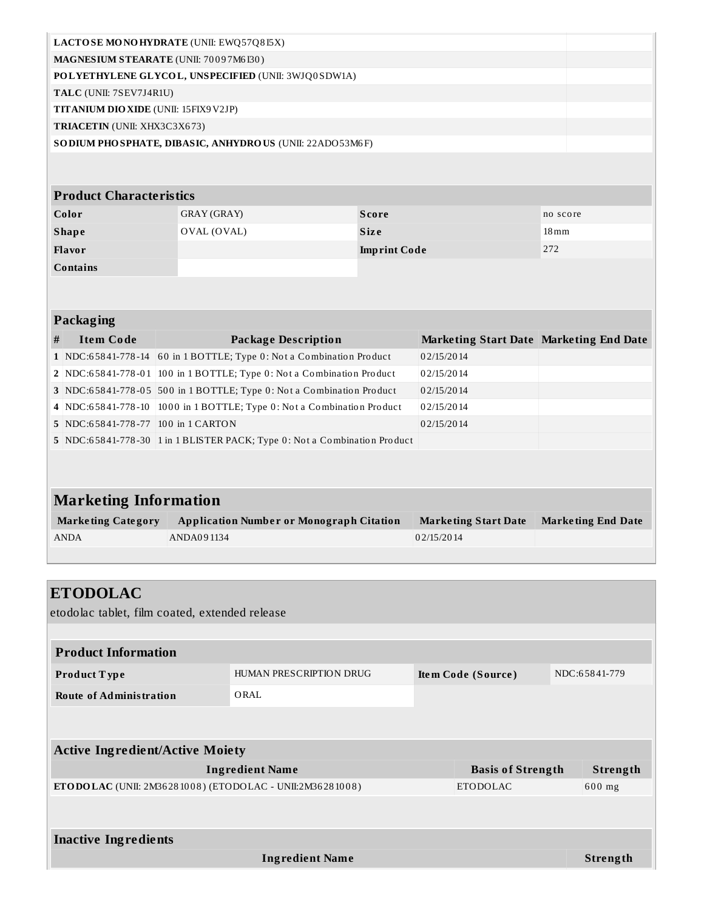| | |
|---|---|
| **LACTOSE MONOHYDRATE** (UNII: EWQ57Q8I5X) | |
| **MAGNESIUM STEARATE** (UNII: 70097M6I30) | |
| **POLYETHYLENE GLYCOL, UNSPECIFIED** (UNII: 3WJQ0SDW1A) | |
| **TALC** (UNII: 7SEV7J4R1U) | |
| **TITANIUM DIOXIDE** (UNII: 15FIX9V2JP) | |
| **TRIACETIN** (UNII: XHX3C3X673) | |
| **SODIUM PHOSPHATE, DIBASIC, ANHYDROUS** (UNII: 22ADO53M6F) | |

| Product Characteristics | | | |
|---|---|---|---|
| **Color** | GRAY (GRAY) | **Score** | no score |
| **Shape** | OVAL (OVAL) | **Size** | 18mm |
| **Flavor** | | **Imprint Code** | 272 |
| **Contains** | | | |

**Packaging**

| # | Item Code | Package Description | Marketing Start Date | Marketing End Date |
|---|---|---|---|---|
| 1 | NDC:65841-778-14 | 60 in 1 BOTTLE; Type 0: Not a Combination Product | 02/15/2014 | |
| 2 | NDC:65841-778-01 | 100 in 1 BOTTLE; Type 0: Not a Combination Product | 02/15/2014 | |
| 3 | NDC:65841-778-05 | 500 in 1 BOTTLE; Type 0: Not a Combination Product | 02/15/2014 | |
| 4 | NDC:65841-778-10 | 1000 in 1 BOTTLE; Type 0: Not a Combination Product | 02/15/2014 | |
| 5 | NDC:65841-778-77 | 100 in 1 CARTON | 02/15/2014 | |
| 5 | NDC:65841-778-30 | 1 in 1 BLISTER PACK; Type 0: Not a Combination Product | | |

## Marketing Information

| Marketing Category | Application Number or Monograph Citation | Marketing Start Date | Marketing End Date |
|---|---|---|---|
| ANDA | ANDA091134 | 02/15/2014 | |

# ETODOLAC

etodolac tablet, film coated, extended release

| Product Information | | | |
|---|---|---|---|
| **Product Type** | HUMAN PRESCRIPTION DRUG | **Item Code (Source)** | NDC:65841-779 |
| **Route of Administration** | ORAL | | |

**Active Ingredient/Active Moiety**

| Ingredient Name | Basis of Strength | Strength |
|---|---|---|
| **ETODOLAC** (UNII: 2M36281008) (ETODOLAC - UNII:2M36281008) | ETODOLAC | 600 mg |

**Inactive Ingredients**

| Ingredient Name | Strength |
|---|---|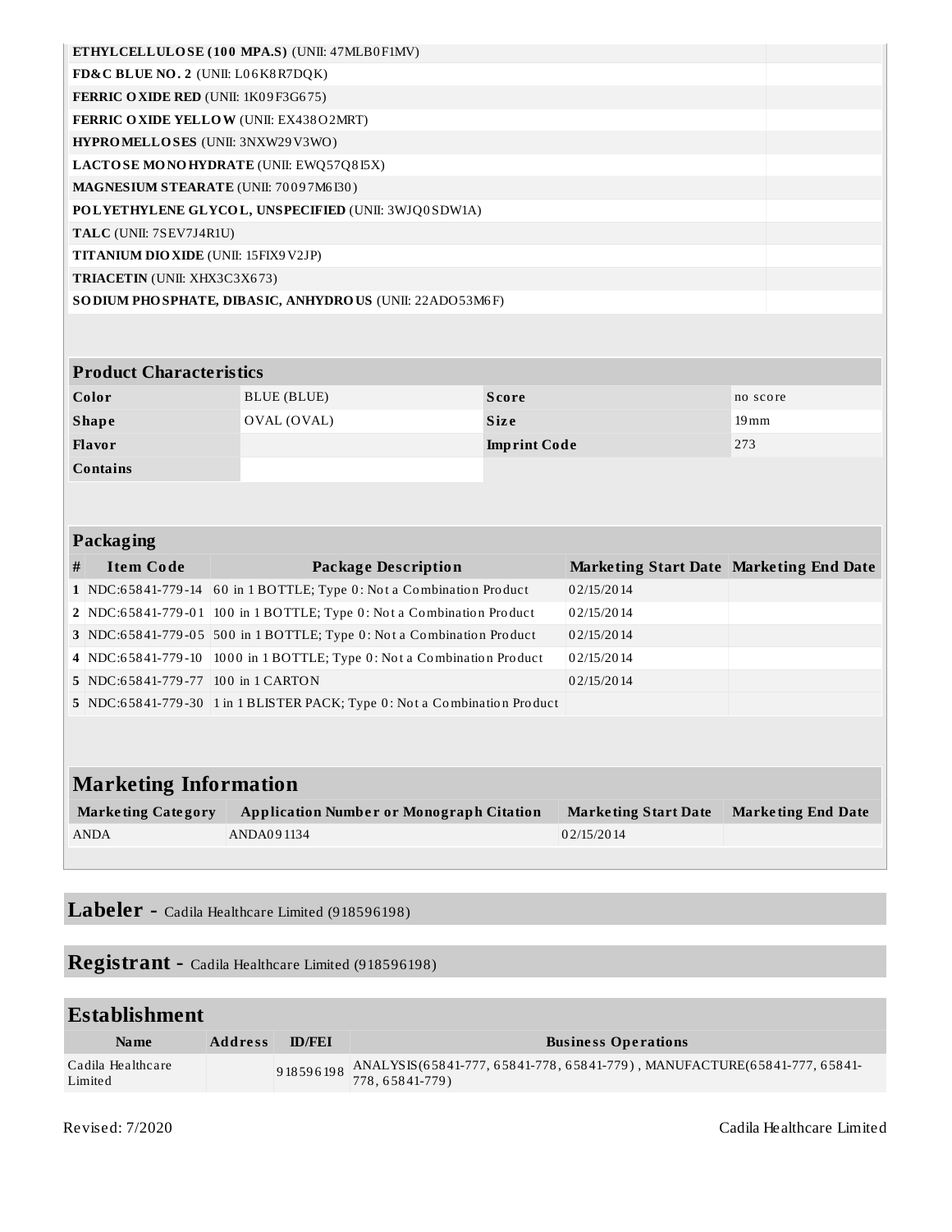| | |
|---|---|
| **ETHYLCELLULOSE (100 MPA.S)** (UNII: 47MLB0F1MV) | |
| **FD&C BLUE NO. 2** (UNII: L06K8R7DQK) | |
| **FERRIC OXIDE RED** (UNII: 1K09F3G675) | |
| **FERRIC OXIDE YELLOW** (UNII: EX438O2MRT) | |
| **HYPROMELLOSES** (UNII: 3NXW29V3WO) | |
| **LACTOSE MONOHYDRATE** (UNII: EWQ57Q8I5X) | |
| **MAGNESIUM STEARATE** (UNII: 70097M6I30) | |
| **POLYETHYLENE GLYCOL, UNSPECIFIED** (UNII: 3WJQ0SDW1A) | |
| **TALC** (UNII: 7SEV7J4R1U) | |
| **TITANIUM DIOXIDE** (UNII: 15FIX9V2JP) | |
| **TRIACETIN** (UNII: XHX3C3X673) | |
| **SODIUM PHOSPHATE, DIBASIC, ANHYDROUS** (UNII: 22ADO53M6F) | |

| Product Characteristics | | | |
|---|---|---|---|
| **Color** | BLUE (BLUE) | **Score** | no score |
| **Shape** | OVAL (OVAL) | **Size** | 19mm |
| **Flavor** | | **Imprint Code** | 273 |
| **Contains** | | | |

**Packaging**

| # | Item Code | Package Description | Marketing Start Date | Marketing End Date |
|---|---|---|---|---|
| 1 | NDC:65841-779-14 | 60 in 1 BOTTLE; Type 0: Not a Combination Product | 02/15/2014 | |
| 2 | NDC:65841-779-01 | 100 in 1 BOTTLE; Type 0: Not a Combination Product | 02/15/2014 | |
| 3 | NDC:65841-779-05 | 500 in 1 BOTTLE; Type 0: Not a Combination Product | 02/15/2014 | |
| 4 | NDC:65841-779-10 | 1000 in 1 BOTTLE; Type 0: Not a Combination Product | 02/15/2014 | |
| 5 | NDC:65841-779-77 | 100 in 1 CARTON | 02/15/2014 | |
| 5 | NDC:65841-779-30 | 1 in 1 BLISTER PACK; Type 0: Not a Combination Product | | |

## Marketing Information

| Marketing Category | Application Number or Monograph Citation | Marketing Start Date | Marketing End Date |
|---|---|---|---|
| ANDA | ANDA091134 | 02/15/2014 | |

## Labeler - Cadila Healthcare Limited (918596198)

## Registrant - Cadila Healthcare Limited (918596198)

## Establishment

| Name | Address | ID/FEI | Business Operations |
|---|---|---|---|
| Cadila Healthcare Limited | | 918596198 | ANALYSIS(65841-777, 65841-778, 65841-779), MANUFACTURE(65841-777, 65841-778, 65841-779) |

Revised: 7/2020

Cadila Healthcare Limited